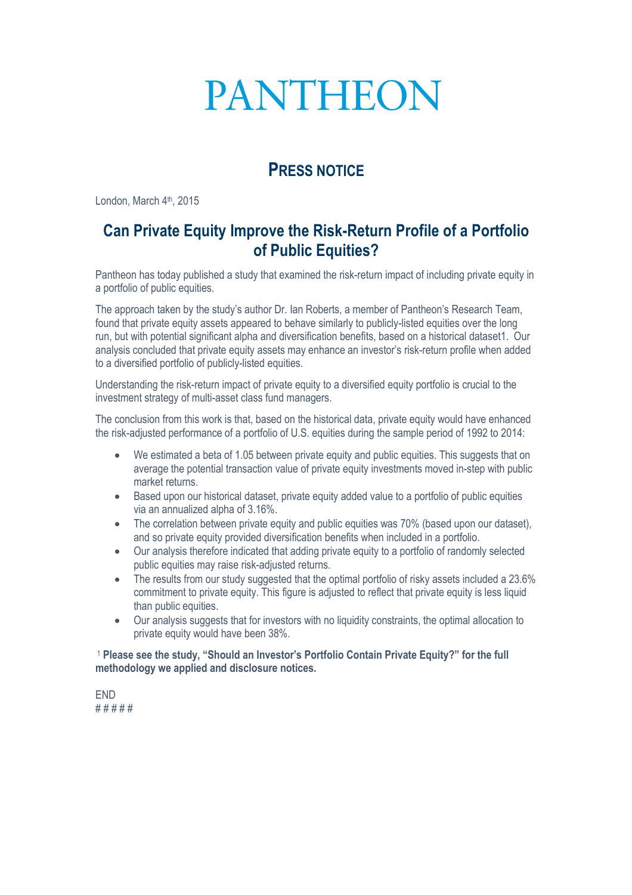# PANTHEON

## PRESS NOTICE

London, March 4th, 2015

## Can Private Equity Improve the Risk-Return Profile of a Portfolio of Public Equities?

Pantheon has today published a study that examined the risk-return impact of including private equity in a portfolio of public equities.

The approach taken by the study's author Dr. Ian Roberts, a member of Pantheon's Research Team, found that private equity assets appeared to behave similarly to publicly-listed equities over the long run, but with potential significant alpha and diversification benefits, based on a historical dataset[1]. Our analysis concluded that private equity assets may enhance an investor's risk-return profile when added to a diversified portfolio of publicly-listed equities.

Understanding the risk-return impact of private equity to a diversified equity portfolio is crucial to the investment strategy of multi-asset class fund managers.

The conclusion from this work is that, based on the historical data, private equity would have enhanced the risk-adjusted performance of a portfolio of U.S. equities during the sample period of 1992 to 2014:

- We estimated a beta of 1.05 between private equity and public equities. This suggests that on average the potential transaction value of private equity investments moved in-step with public market returns.
- Based upon our historical dataset, private equity added value to a portfolio of public equities via an annualized alpha of 3.16%.
- The correlation between private equity and public equities was 70% (based upon our dataset), and so private equity provided diversification benefits when included in a portfolio.
- Our analysis therefore indicated that adding private equity to a portfolio of randomly selected public equities may raise risk-adjusted returns.
- The results from our study suggested that the optimal portfolio of risky assets included a 23.6% commitment to private equity. This figure is adjusted to reflect that private equity is less liquid than public equities.
- Our analysis suggests that for investors with no liquidity constraints, the optimal allocation to private equity would have been 38%.

[1] **Please see the study, "Should an Investor's Portfolio Contain Private Equity?" for the full methodology we applied and disclosure notices.**

END
# # # # #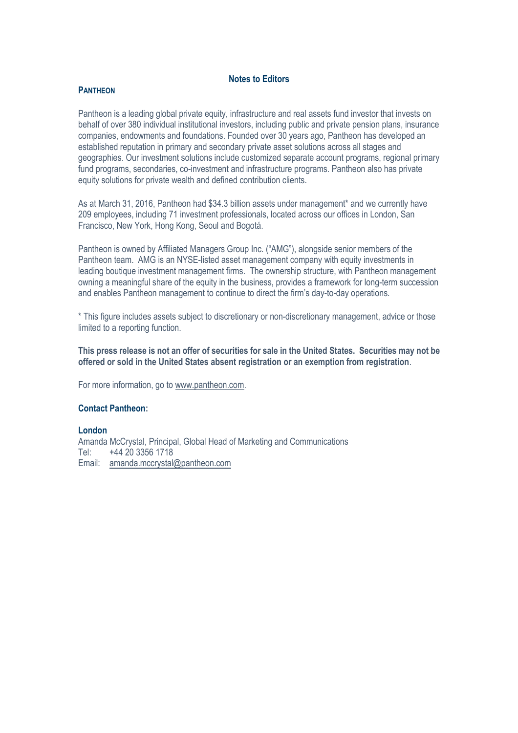## Notes to Editors

**PANTHEON**

Pantheon is a leading global private equity, infrastructure and real assets fund investor that invests on behalf of over 380 individual institutional investors, including public and private pension plans, insurance companies, endowments and foundations. Founded over 30 years ago, Pantheon has developed an established reputation in primary and secondary private asset solutions across all stages and geographies. Our investment solutions include customized separate account programs, regional primary fund programs, secondaries, co-investment and infrastructure programs. Pantheon also has private equity solutions for private wealth and defined contribution clients.

As at March 31, 2016, Pantheon had $34.3 billion assets under management* and we currently have 209 employees, including 71 investment professionals, located across our offices in London, San Francisco, New York, Hong Kong, Seoul and Bogotá.

Pantheon is owned by Affiliated Managers Group Inc. ("AMG"), alongside senior members of the Pantheon team. AMG is an NYSE-listed asset management company with equity investments in leading boutique investment management firms. The ownership structure, with Pantheon management owning a meaningful share of the equity in the business, provides a framework for long-term succession and enables Pantheon management to continue to direct the firm's day-to-day operations.

* This figure includes assets subject to discretionary or non-discretionary management, advice or those limited to a reporting function.

**This press release is not an offer of securities for sale in the United States. Securities may not be offered or sold in the United States absent registration or an exemption from registration**.

For more information, go to www.pantheon.com.

**Contact Pantheon:**

**London**
Amanda McCrystal, Principal, Global Head of Marketing and Communications
Tel: +44 20 3356 1718
Email: amanda.mccrystal@pantheon.com